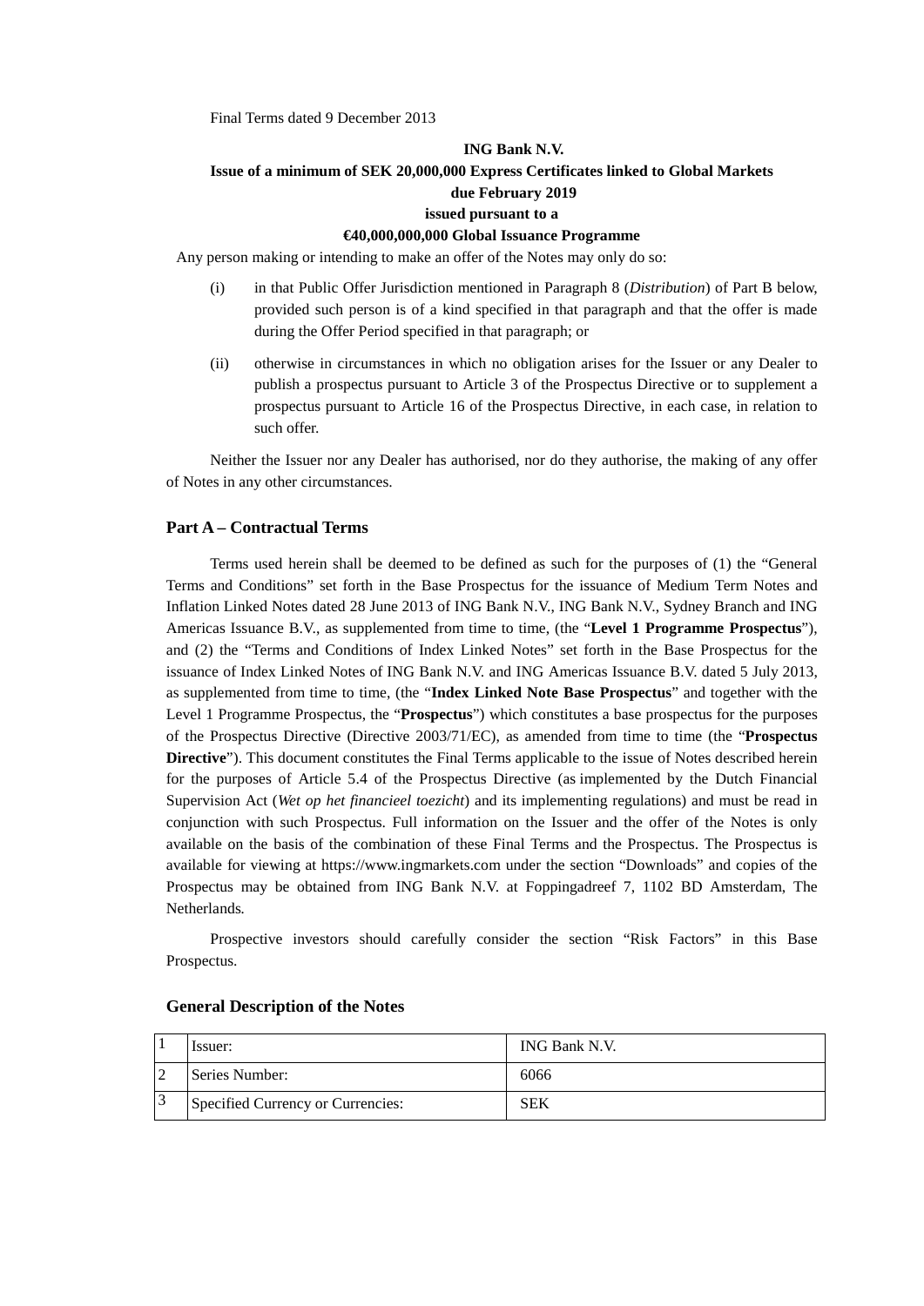Final Terms dated 9 December 2013

**ING Bank N.V.**

**Issue of a minimum of SEK 20,000,000 Express Certificates linked to Global Markets due February 2019**

**issued pursuant to a**

**€40,000,000,000 Global Issuance Programme**

Any person making or intending to make an offer of the Notes may only do so:

(i) in that Public Offer Jurisdiction mentioned in Paragraph 8 (*Distribution*) of Part B below, provided such person is of a kind specified in that paragraph and that the offer is made during the Offer Period specified in that paragraph; or

(ii) otherwise in circumstances in which no obligation arises for the Issuer or any Dealer to publish a prospectus pursuant to Article 3 of the Prospectus Directive or to supplement a prospectus pursuant to Article 16 of the Prospectus Directive, in each case, in relation to such offer.

Neither the Issuer nor any Dealer has authorised, nor do they authorise, the making of any offer of Notes in any other circumstances.

## Part A – Contractual Terms

Terms used herein shall be deemed to be defined as such for the purposes of (1) the "General Terms and Conditions" set forth in the Base Prospectus for the issuance of Medium Term Notes and Inflation Linked Notes dated 28 June 2013 of ING Bank N.V., ING Bank N.V., Sydney Branch and ING Americas Issuance B.V., as supplemented from time to time, (the "**Level 1 Programme Prospectus**"), and (2) the "Terms and Conditions of Index Linked Notes" set forth in the Base Prospectus for the issuance of Index Linked Notes of ING Bank N.V. and ING Americas Issuance B.V. dated 5 July 2013, as supplemented from time to time, (the "**Index Linked Note Base Prospectus**" and together with the Level 1 Programme Prospectus, the "**Prospectus**") which constitutes a base prospectus for the purposes of the Prospectus Directive (Directive 2003/71/EC), as amended from time to time (the "**Prospectus Directive**"). This document constitutes the Final Terms applicable to the issue of Notes described herein for the purposes of Article 5.4 of the Prospectus Directive (as implemented by the Dutch Financial Supervision Act (*Wet op het financieel toezicht*) and its implementing regulations) and must be read in conjunction with such Prospectus. Full information on the Issuer and the offer of the Notes is only available on the basis of the combination of these Final Terms and the Prospectus. The Prospectus is available for viewing at https://www.ingmarkets.com under the section "Downloads" and copies of the Prospectus may be obtained from ING Bank N.V. at Foppingadreef 7, 1102 BD Amsterdam, The Netherlands.

Prospective investors should carefully consider the section "Risk Factors" in this Base Prospectus.

### General Description of the Notes

| | | |
|---|---|---|
| 1 | Issuer: | ING Bank N.V. |
| 2 | Series Number: | 6066 |
| 3 | Specified Currency or Currencies: | SEK |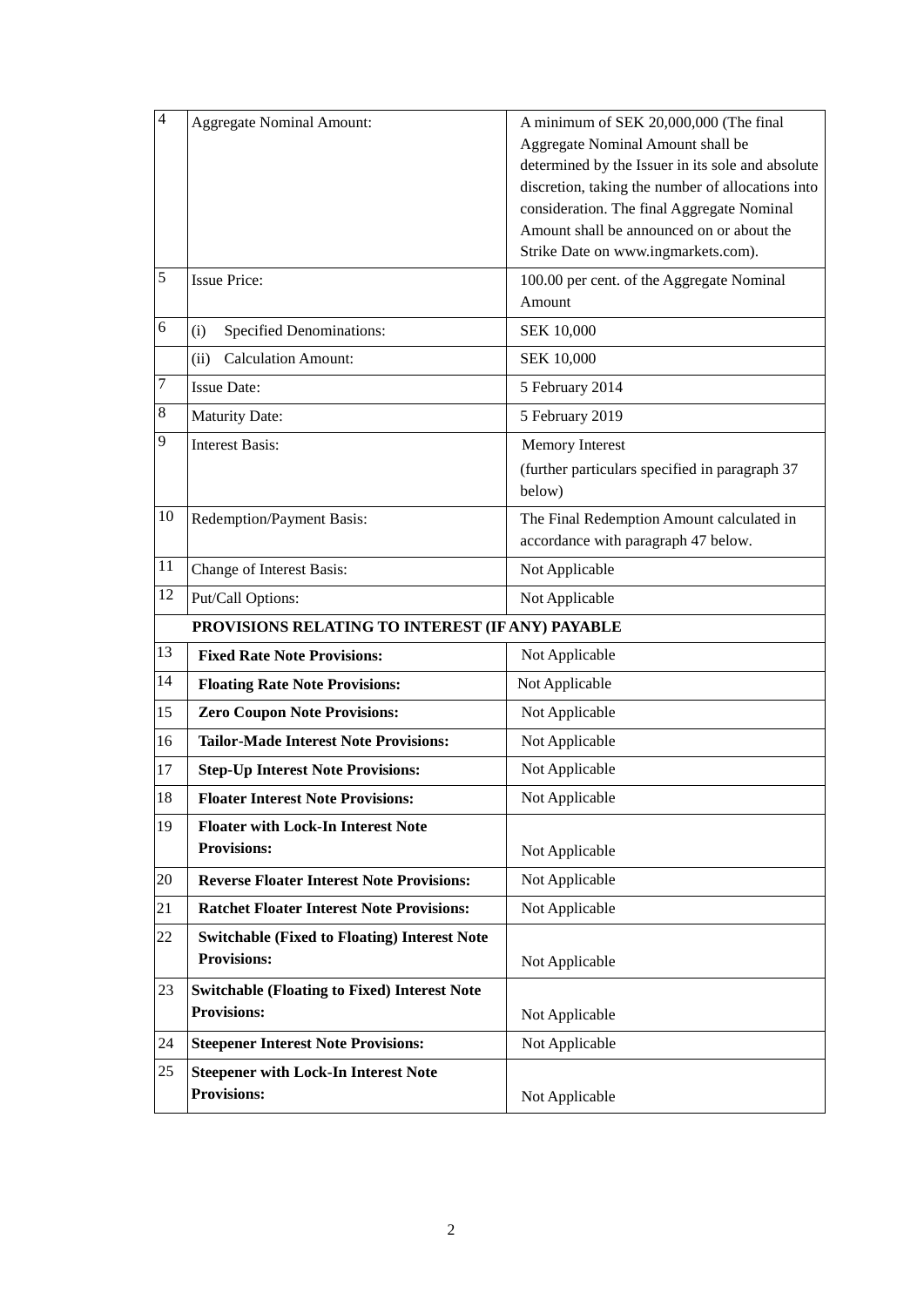| | | |
|---|---|---|
| 4 | Aggregate Nominal Amount: | A minimum of SEK 20,000,000 (The final Aggregate Nominal Amount shall be determined by the Issuer in its sole and absolute discretion, taking the number of allocations into consideration. The final Aggregate Nominal Amount shall be announced on or about the Strike Date on www.ingmarkets.com). |
| 5 | Issue Price: | 100.00 per cent. of the Aggregate Nominal Amount |
| 6 | (i) Specified Denominations: | SEK 10,000 |
| | (ii) Calculation Amount: | SEK 10,000 |
| 7 | Issue Date: | 5 February 2014 |
| 8 | Maturity Date: | 5 February 2019 |
| 9 | Interest Basis: | Memory Interest<br>(further particulars specified in paragraph 37 below) |
| 10 | Redemption/Payment Basis: | The Final Redemption Amount calculated in accordance with paragraph 47 below. |
| 11 | Change of Interest Basis: | Not Applicable |
| 12 | Put/Call Options: | Not Applicable |
| | **PROVISIONS RELATING TO INTEREST (IF ANY) PAYABLE** | |
| 13 | **Fixed Rate Note Provisions:** | Not Applicable |
| 14 | **Floating Rate Note Provisions:** | Not Applicable |
| 15 | **Zero Coupon Note Provisions:** | Not Applicable |
| 16 | **Tailor-Made Interest Note Provisions:** | Not Applicable |
| 17 | **Step-Up Interest Note Provisions:** | Not Applicable |
| 18 | **Floater Interest Note Provisions:** | Not Applicable |
| 19 | **Floater with Lock-In Interest Note Provisions:** | Not Applicable |
| 20 | **Reverse Floater Interest Note Provisions:** | Not Applicable |
| 21 | **Ratchet Floater Interest Note Provisions:** | Not Applicable |
| 22 | **Switchable (Fixed to Floating) Interest Note Provisions:** | Not Applicable |
| 23 | **Switchable (Floating to Fixed) Interest Note Provisions:** | Not Applicable |
| 24 | **Steepener Interest Note Provisions:** | Not Applicable |
| 25 | **Steepener with Lock-In Interest Note Provisions:** | Not Applicable |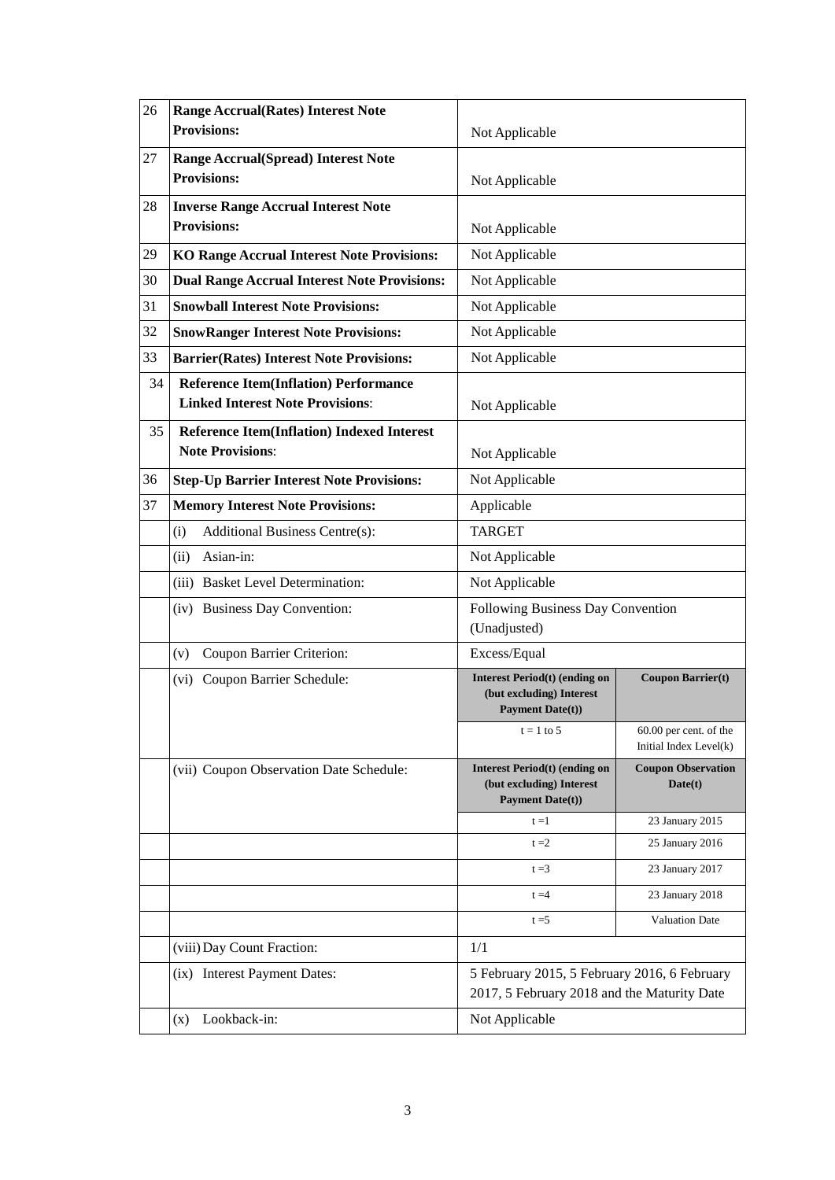| | | | |
|---|---|---|---|
| 26 | **Range Accrual(Rates) Interest Note Provisions:** | Not Applicable | |
| 27 | **Range Accrual(Spread) Interest Note Provisions:** | Not Applicable | |
| 28 | **Inverse Range Accrual Interest Note Provisions:** | Not Applicable | |
| 29 | **KO Range Accrual Interest Note Provisions:** | Not Applicable | |
| 30 | **Dual Range Accrual Interest Note Provisions:** | Not Applicable | |
| 31 | **Snowball Interest Note Provisions:** | Not Applicable | |
| 32 | **SnowRanger Interest Note Provisions:** | Not Applicable | |
| 33 | **Barrier(Rates) Interest Note Provisions:** | Not Applicable | |
| 34 | **Reference Item(Inflation) Performance Linked Interest Note Provisions**: | Not Applicable | |
| 35 | **Reference Item(Inflation) Indexed Interest Note Provisions**: | Not Applicable | |
| 36 | **Step-Up Barrier Interest Note Provisions:** | Not Applicable | |
| 37 | **Memory Interest Note Provisions:** | Applicable | |
| | (i) Additional Business Centre(s): | TARGET | |
| | (ii) Asian-in: | Not Applicable | |
| | (iii) Basket Level Determination: | Not Applicable | |
| | (iv) Business Day Convention: | Following Business Day Convention (Unadjusted) | |
| | (v) Coupon Barrier Criterion: | Excess/Equal | |
| | (vi) Coupon Barrier Schedule: | **Interest Period(t) (ending on (but excluding) Interest Payment Date(t))** | **Coupon Barrier(t)** |
| | | t = 1 to 5 | 60.00 per cent. of the Initial Index Level(k) |
| | (vii) Coupon Observation Date Schedule: | **Interest Period(t) (ending on (but excluding) Interest Payment Date(t))** | **Coupon Observation Date(t)** |
| | | t =1 | 23 January 2015 |
| | | t =2 | 25 January 2016 |
| | | t =3 | 23 January 2017 |
| | | t =4 | 23 January 2018 |
| | | t =5 | Valuation Date |
| | (viii) Day Count Fraction: | 1/1 | |
| | (ix) Interest Payment Dates: | 5 February 2015, 5 February 2016, 6 February 2017, 5 February 2018 and the Maturity Date | |
| | (x) Lookback-in: | Not Applicable | |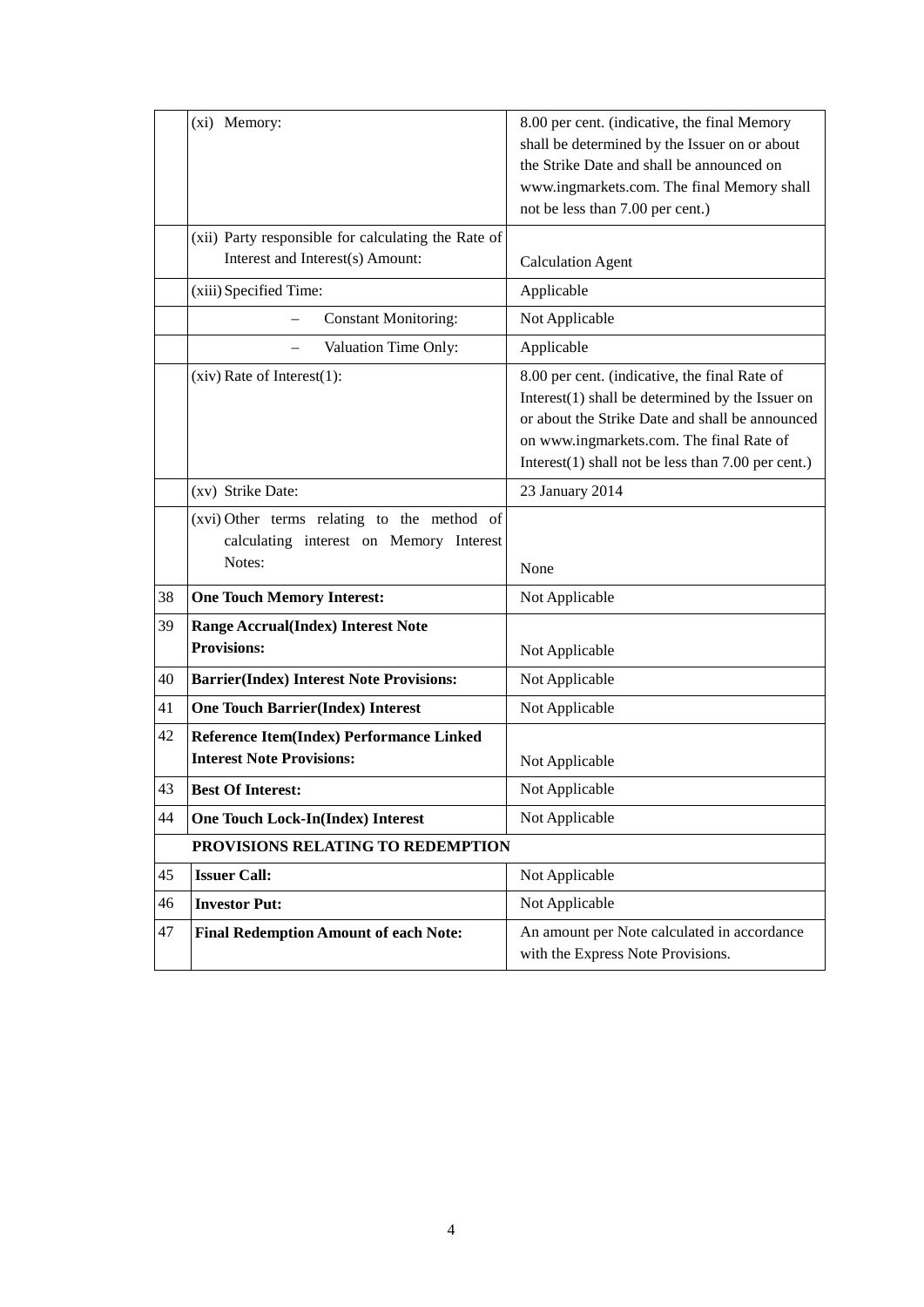| | | |
|---|---|---|
| | (xi) Memory: | 8.00 per cent. (indicative, the final Memory shall be determined by the Issuer on or about the Strike Date and shall be announced on www.ingmarkets.com. The final Memory shall not be less than 7.00 per cent.) |
| | (xii) Party responsible for calculating the Rate of Interest and Interest(s) Amount: | Calculation Agent |
| | (xiii) Specified Time: | Applicable |
| | – Constant Monitoring: | Not Applicable |
| | – Valuation Time Only: | Applicable |
| | (xiv) Rate of Interest(1): | 8.00 per cent. (indicative, the final Rate of Interest(1) shall be determined by the Issuer on or about the Strike Date and shall be announced on www.ingmarkets.com. The final Rate of Interest(1) shall not be less than 7.00 per cent.) |
| | (xv) Strike Date: | 23 January 2014 |
| | (xvi) Other terms relating to the method of calculating interest on Memory Interest Notes: | None |
| 38 | **One Touch Memory Interest:** | Not Applicable |
| 39 | **Range Accrual(Index) Interest Note Provisions:** | Not Applicable |
| 40 | **Barrier(Index) Interest Note Provisions:** | Not Applicable |
| 41 | **One Touch Barrier(Index) Interest** | Not Applicable |
| 42 | **Reference Item(Index) Performance Linked Interest Note Provisions:** | Not Applicable |
| 43 | **Best Of Interest:** | Not Applicable |
| 44 | **One Touch Lock-In(Index) Interest** | Not Applicable |
| | **PROVISIONS RELATING TO REDEMPTION** | |
| 45 | **Issuer Call:** | Not Applicable |
| 46 | **Investor Put:** | Not Applicable |
| 47 | **Final Redemption Amount of each Note:** | An amount per Note calculated in accordance with the Express Note Provisions. |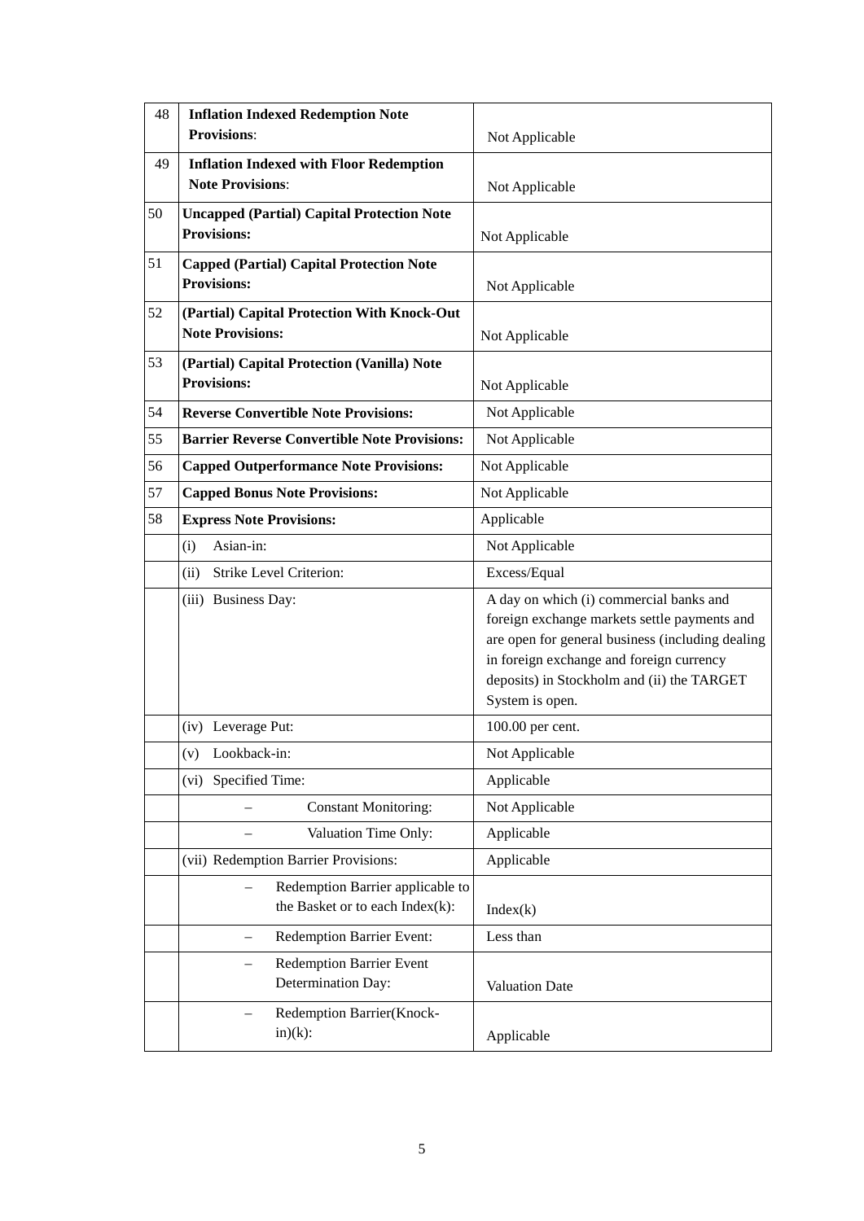| | | |
|---|---|---|
| 48 | **Inflation Indexed Redemption Note Provisions**: | Not Applicable |
| 49 | **Inflation Indexed with Floor Redemption Note Provisions**: | Not Applicable |
| 50 | **Uncapped (Partial) Capital Protection Note Provisions:** | Not Applicable |
| 51 | **Capped (Partial) Capital Protection Note Provisions:** | Not Applicable |
| 52 | **(Partial) Capital Protection With Knock-Out Note Provisions:** | Not Applicable |
| 53 | **(Partial) Capital Protection (Vanilla) Note Provisions:** | Not Applicable |
| 54 | **Reverse Convertible Note Provisions:** | Not Applicable |
| 55 | **Barrier Reverse Convertible Note Provisions:** | Not Applicable |
| 56 | **Capped Outperformance Note Provisions:** | Not Applicable |
| 57 | **Capped Bonus Note Provisions:** | Not Applicable |
| 58 | **Express Note Provisions:** | Applicable |
| | (i) Asian-in: | Not Applicable |
| | (ii) Strike Level Criterion: | Excess/Equal |
| | (iii) Business Day: | A day on which (i) commercial banks and foreign exchange markets settle payments and are open for general business (including dealing in foreign exchange and foreign currency deposits) in Stockholm and (ii) the TARGET System is open. |
| | (iv) Leverage Put: | 100.00 per cent. |
| | (v) Lookback-in: | Not Applicable |
| | (vi) Specified Time: | Applicable |
| | – Constant Monitoring: | Not Applicable |
| | – Valuation Time Only: | Applicable |
| | (vii) Redemption Barrier Provisions: | Applicable |
| | – Redemption Barrier applicable to the Basket or to each Index(k): | Index(k) |
| | – Redemption Barrier Event: | Less than |
| | – Redemption Barrier Event Determination Day: | Valuation Date |
| | – Redemption Barrier(Knock-in)(k): | Applicable |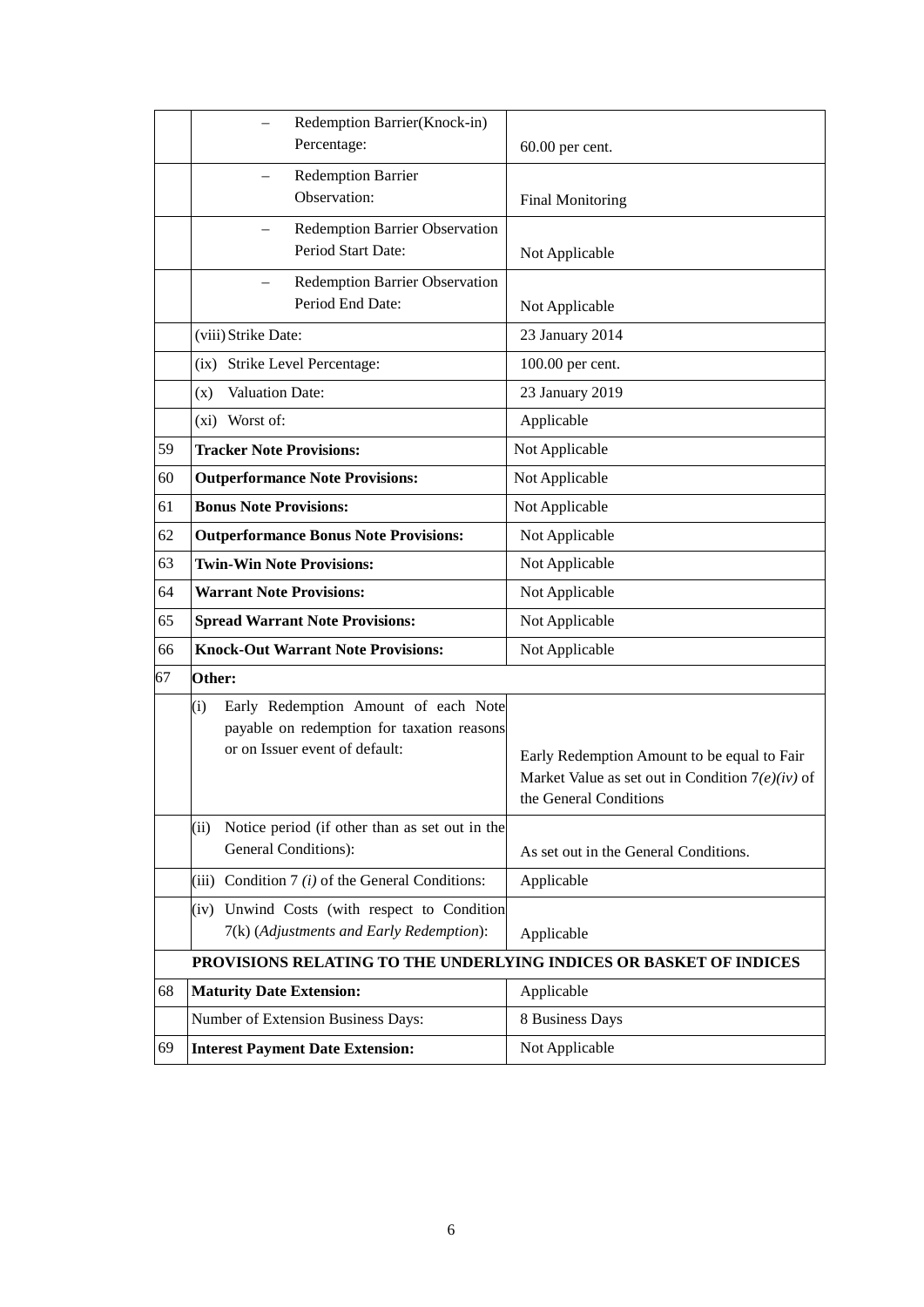| | | |
|---|---|---|
| | – Redemption Barrier(Knock-in) Percentage: | 60.00 per cent. |
| | – Redemption Barrier Observation: | Final Monitoring |
| | – Redemption Barrier Observation Period Start Date: | Not Applicable |
| | – Redemption Barrier Observation Period End Date: | Not Applicable |
| | (viii) Strike Date: | 23 January 2014 |
| | (ix) Strike Level Percentage: | 100.00 per cent. |
| | (x) Valuation Date: | 23 January 2019 |
| | (xi) Worst of: | Applicable |
| 59 | **Tracker Note Provisions:** | Not Applicable |
| 60 | **Outperformance Note Provisions:** | Not Applicable |
| 61 | **Bonus Note Provisions:** | Not Applicable |
| 62 | **Outperformance Bonus Note Provisions:** | Not Applicable |
| 63 | **Twin-Win Note Provisions:** | Not Applicable |
| 64 | **Warrant Note Provisions:** | Not Applicable |
| 65 | **Spread Warrant Note Provisions:** | Not Applicable |
| 66 | **Knock-Out Warrant Note Provisions:** | Not Applicable |
| 67 | **Other:** | |
| | (i) Early Redemption Amount of each Note payable on redemption for taxation reasons or on Issuer event of default: | Early Redemption Amount to be equal to Fair Market Value as set out in Condition 7*(e)(iv)* of the General Conditions |
| | (ii) Notice period (if other than as set out in the General Conditions): | As set out in the General Conditions. |
| | (iii) Condition 7 *(i)* of the General Conditions: | Applicable |
| | (iv) Unwind Costs (with respect to Condition 7(k) (*Adjustments and Early Redemption*): | Applicable |
| | **PROVISIONS RELATING TO THE UNDERLYING INDICES OR BASKET OF INDICES** | |
| 68 | **Maturity Date Extension:** | Applicable |
| | Number of Extension Business Days: | 8 Business Days |
| 69 | **Interest Payment Date Extension:** | Not Applicable |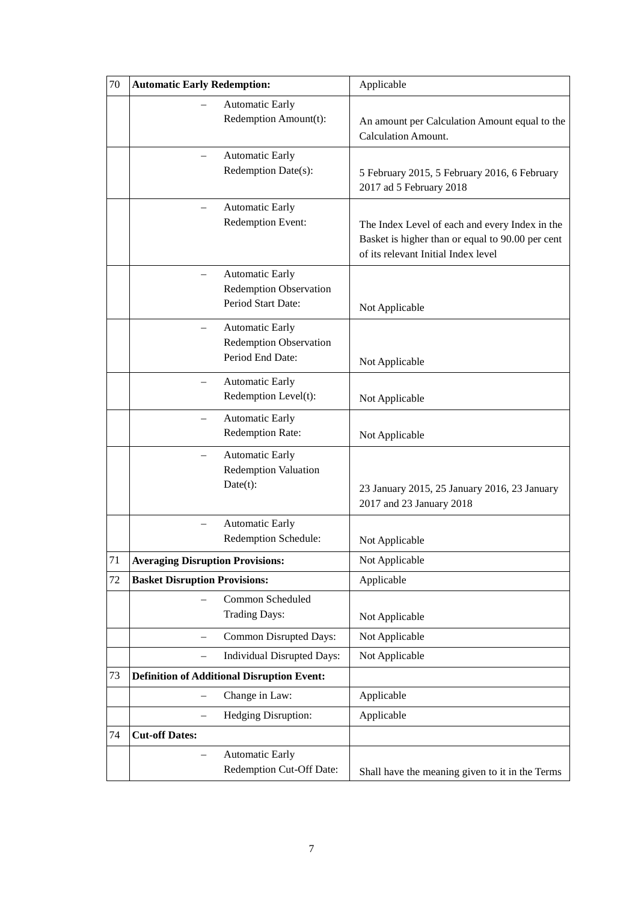| 70 | **Automatic Early Redemption:** | Applicable |
|---|---|---|
| | – Automatic Early Redemption Amount(t): | An amount per Calculation Amount equal to the Calculation Amount. |
| | – Automatic Early Redemption Date(s): | 5 February 2015, 5 February 2016, 6 February 2017 ad 5 February 2018 |
| | – Automatic Early Redemption Event: | The Index Level of each and every Index in the Basket is higher than or equal to 90.00 per cent of its relevant Initial Index level |
| | – Automatic Early Redemption Observation Period Start Date: | Not Applicable |
| | – Automatic Early Redemption Observation Period End Date: | Not Applicable |
| | – Automatic Early Redemption Level(t): | Not Applicable |
| | – Automatic Early Redemption Rate: | Not Applicable |
| | – Automatic Early Redemption Valuation Date(t): | 23 January 2015, 25 January 2016, 23 January 2017 and 23 January 2018 |
| | – Automatic Early Redemption Schedule: | Not Applicable |
| 71 | **Averaging Disruption Provisions:** | Not Applicable |
| 72 | **Basket Disruption Provisions:** | Applicable |
| | – Common Scheduled Trading Days: | Not Applicable |
| | – Common Disrupted Days: | Not Applicable |
| | – Individual Disrupted Days: | Not Applicable |
| 73 | **Definition of Additional Disruption Event:** | |
| | – Change in Law: | Applicable |
| | – Hedging Disruption: | Applicable |
| 74 | **Cut-off Dates:** | |
| | – Automatic Early Redemption Cut-Off Date: | Shall have the meaning given to it in the Terms |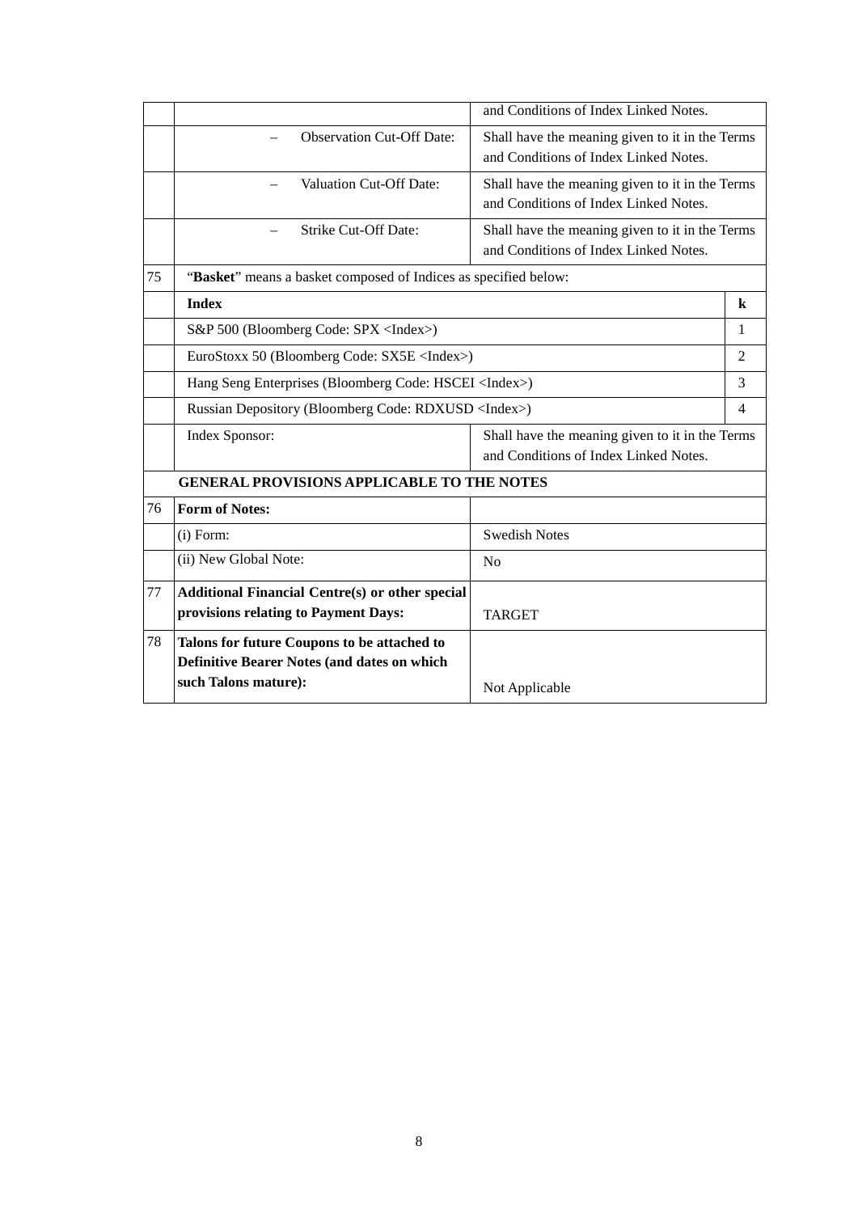| | | |
|---|---|---|
| | | and Conditions of Index Linked Notes. |
| | – Observation Cut-Off Date: | Shall have the meaning given to it in the Terms and Conditions of Index Linked Notes. |
| | – Valuation Cut-Off Date: | Shall have the meaning given to it in the Terms and Conditions of Index Linked Notes. |
| | – Strike Cut-Off Date: | Shall have the meaning given to it in the Terms and Conditions of Index Linked Notes. |

| | | |
|---|---|---|
| 75 | "**Basket**" means a basket composed of Indices as specified below: | |
| | **Index** | **k** |
| | S&P 500 (Bloomberg Code: SPX <Index>) | 1 |
| | EuroStoxx 50 (Bloomberg Code: SX5E <Index>) | 2 |
| | Hang Seng Enterprises (Bloomberg Code: HSCEI <Index>) | 3 |
| | Russian Depository (Bloomberg Code: RDXUSD <Index>) | 4 |

| | | |
|---|---|---|
| | Index Sponsor: | Shall have the meaning given to it in the Terms and Conditions of Index Linked Notes. |
| | **GENERAL PROVISIONS APPLICABLE TO THE NOTES** | |
| 76 | **Form of Notes:** | |
| | (i) Form: | Swedish Notes |
| | (ii) New Global Note: | No |
| 77 | **Additional Financial Centre(s) or other special provisions relating to Payment Days:** | TARGET |
| 78 | **Talons for future Coupons to be attached to Definitive Bearer Notes (and dates on which such Talons mature):** | Not Applicable |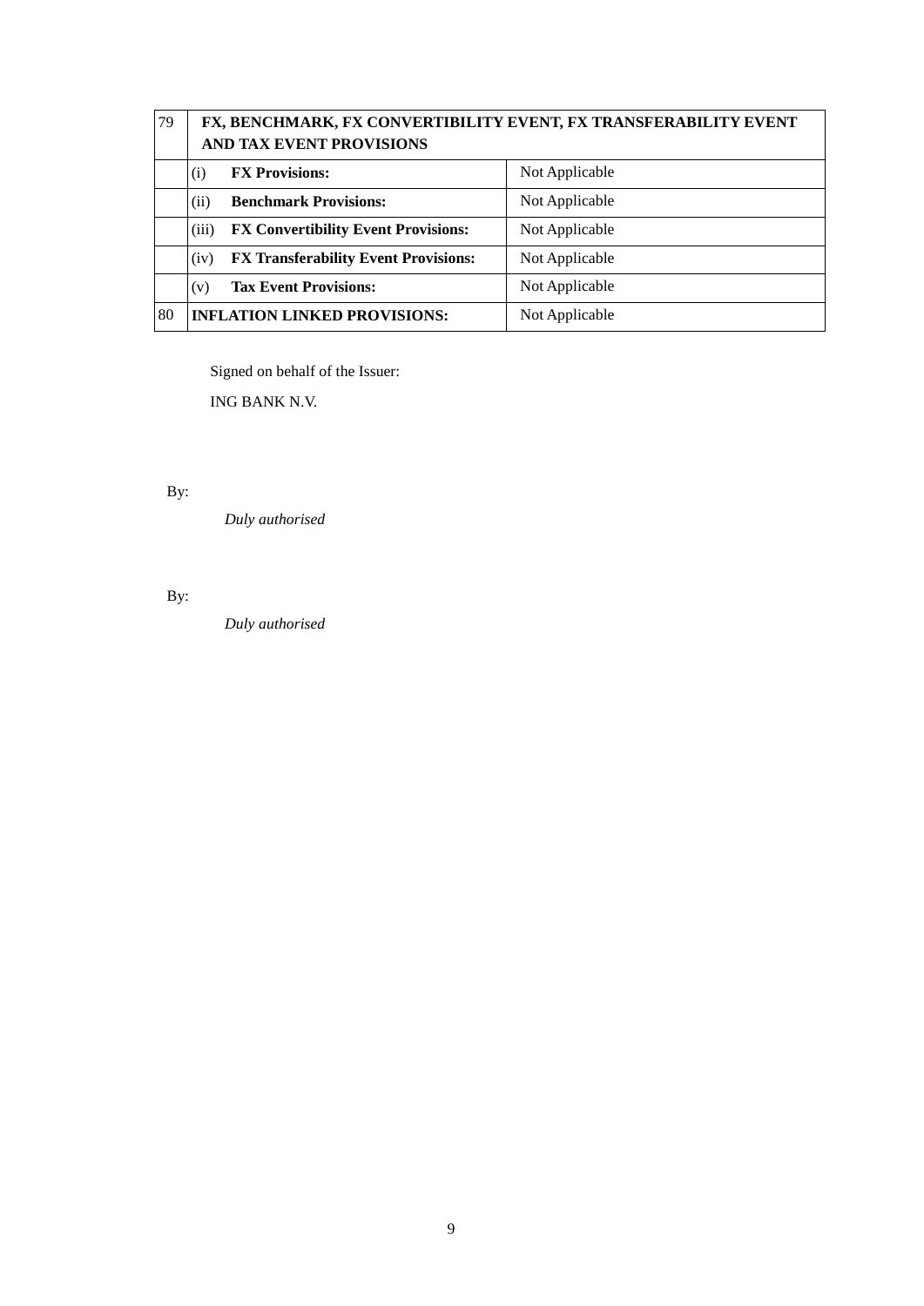| 79 | **FX, BENCHMARK, FX CONVERTIBILITY EVENT, FX TRANSFERABILITY EVENT AND TAX EVENT PROVISIONS** | |
|---|---|---|
| | (i) **FX Provisions:** | Not Applicable |
| | (ii) **Benchmark Provisions:** | Not Applicable |
| | (iii) **FX Convertibility Event Provisions:** | Not Applicable |
| | (iv) **FX Transferability Event Provisions:** | Not Applicable |
| | (v) **Tax Event Provisions:** | Not Applicable |
| 80 | **INFLATION LINKED PROVISIONS:** | Not Applicable |

Signed on behalf of the Issuer:

ING BANK N.V.

By:

*Duly authorised*

By:

*Duly authorised*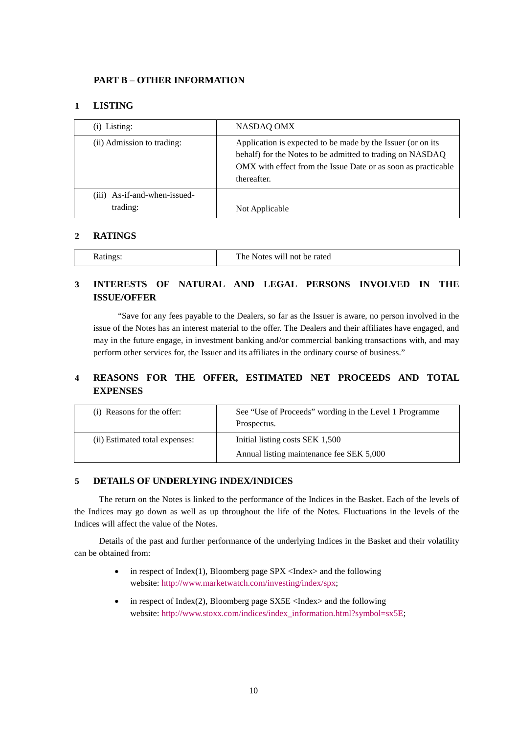## PART B – OTHER INFORMATION

### 1 LISTING

| | |
|---|---|
| (i) Listing: | NASDAQ OMX |
| (ii) Admission to trading: | Application is expected to be made by the Issuer (or on its behalf) for the Notes to be admitted to trading on NASDAQ OMX with effect from the Issue Date or as soon as practicable thereafter. |
| (iii) As-if-and-when-issued-trading: | Not Applicable |

### 2 RATINGS

| | |
|---|---|
| Ratings: | The Notes will not be rated |

### 3 INTERESTS OF NATURAL AND LEGAL PERSONS INVOLVED IN THE ISSUE/OFFER

"Save for any fees payable to the Dealers, so far as the Issuer is aware, no person involved in the issue of the Notes has an interest material to the offer. The Dealers and their affiliates have engaged, and may in the future engage, in investment banking and/or commercial banking transactions with, and may perform other services for, the Issuer and its affiliates in the ordinary course of business."

### 4 REASONS FOR THE OFFER, ESTIMATED NET PROCEEDS AND TOTAL EXPENSES

| | |
|---|---|
| (i) Reasons for the offer: | See "Use of Proceeds" wording in the Level 1 Programme Prospectus. |
| (ii) Estimated total expenses: | Initial listing costs SEK 1,500<br>Annual listing maintenance fee SEK 5,000 |

### 5 DETAILS OF UNDERLYING INDEX/INDICES

The return on the Notes is linked to the performance of the Indices in the Basket. Each of the levels of the Indices may go down as well as up throughout the life of the Notes. Fluctuations in the levels of the Indices will affect the value of the Notes.

Details of the past and further performance of the underlying Indices in the Basket and their volatility can be obtained from:

- in respect of Index(1), Bloomberg page SPX <Index> and the following website: http://www.marketwatch.com/investing/index/spx;
- in respect of Index(2), Bloomberg page SX5E <Index> and the following website: http://www.stoxx.com/indices/index_information.html?symbol=sx5E;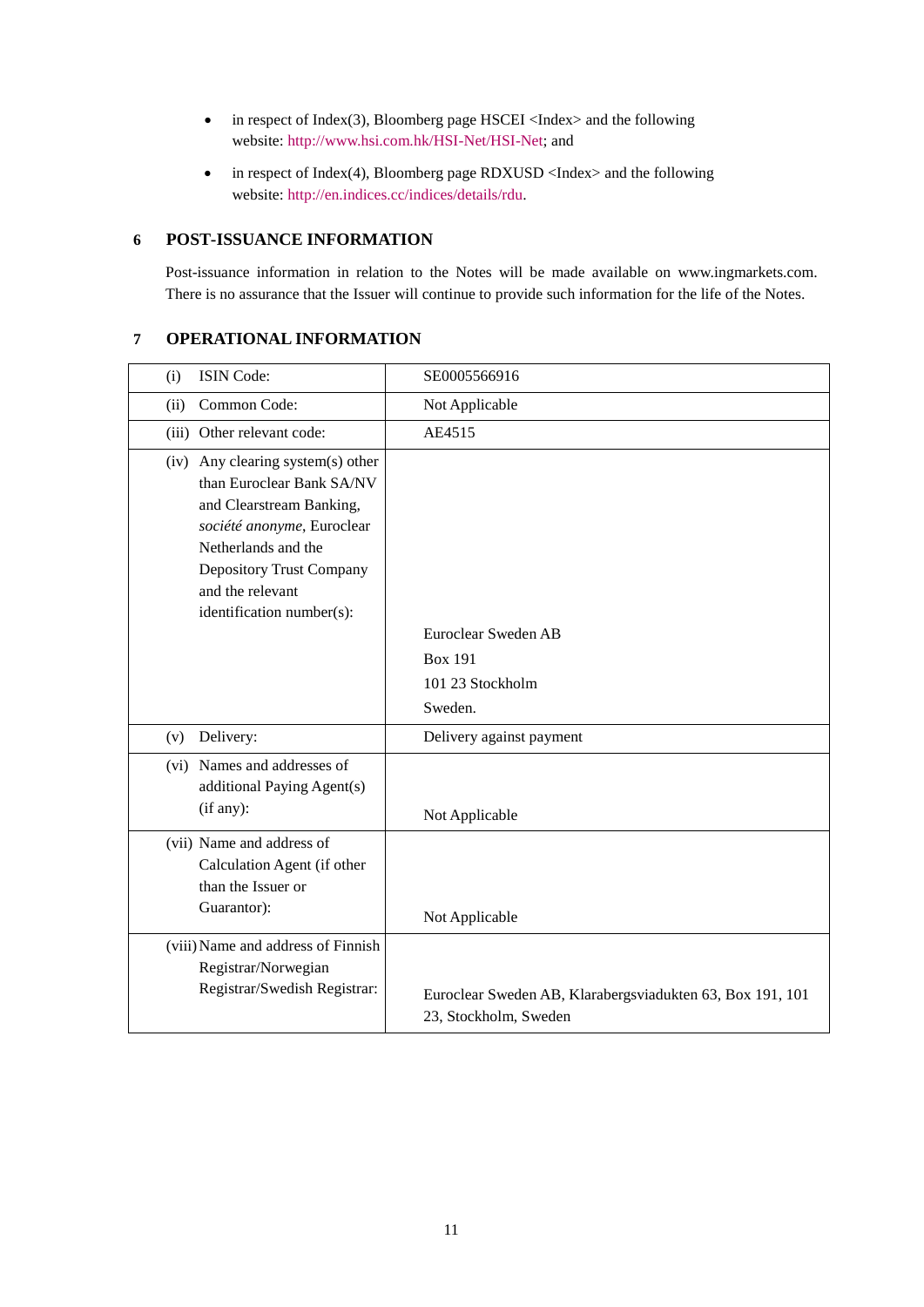- in respect of Index(3), Bloomberg page HSCEI <Index> and the following website: http://www.hsi.com.hk/HSI-Net/HSI-Net; and
- in respect of Index(4), Bloomberg page RDXUSD <Index> and the following website: http://en.indices.cc/indices/details/rdu.

## 6 POST-ISSUANCE INFORMATION

Post-issuance information in relation to the Notes will be made available on www.ingmarkets.com. There is no assurance that the Issuer will continue to provide such information for the life of the Notes.

## 7 OPERATIONAL INFORMATION

| | |
|---|---|
| (i) ISIN Code: | SE0005566916 |
| (ii) Common Code: | Not Applicable |
| (iii) Other relevant code: | AE4515 |
| (iv) Any clearing system(s) other than Euroclear Bank SA/NV and Clearstream Banking, *société anonyme*, Euroclear Netherlands and the Depository Trust Company and the relevant identification number(s): | Euroclear Sweden AB<br>Box 191<br>101 23 Stockholm<br>Sweden. |
| (v) Delivery: | Delivery against payment |
| (vi) Names and addresses of additional Paying Agent(s) (if any): | Not Applicable |
| (vii) Name and address of Calculation Agent (if other than the Issuer or Guarantor): | Not Applicable |
| (viii) Name and address of Finnish Registrar/Norwegian Registrar/Swedish Registrar: | Euroclear Sweden AB, Klarabergsviadukten 63, Box 191, 101 23, Stockholm, Sweden |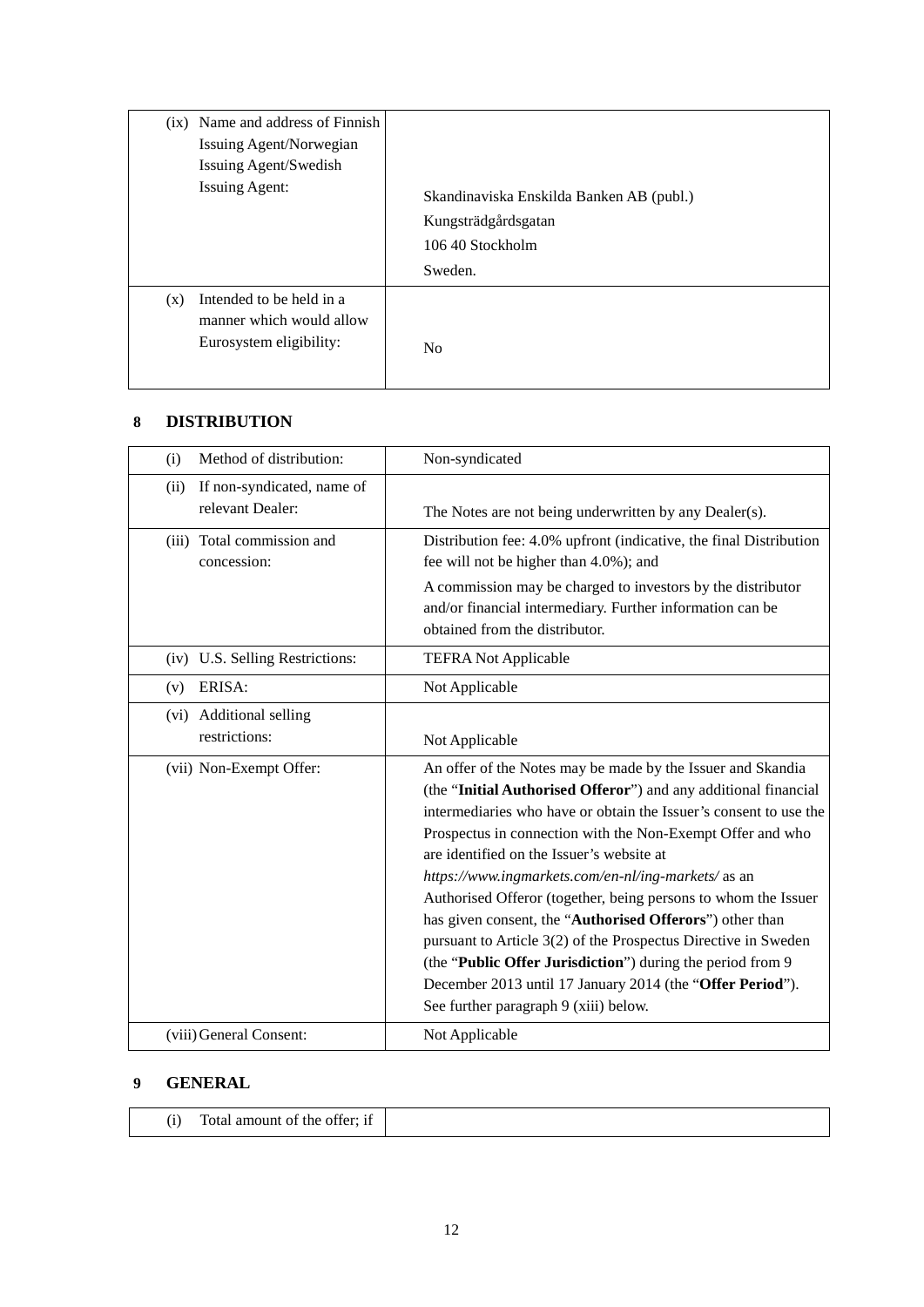| | |
|---|---|
| (ix) Name and address of Finnish Issuing Agent/Norwegian Issuing Agent/Swedish Issuing Agent: | Skandinaviska Enskilda Banken AB (publ.)<br>Kungsträdgårdsgatan<br>106 40 Stockholm<br>Sweden. |
| (x) Intended to be held in a manner which would allow Eurosystem eligibility: | No |

## 8 DISTRIBUTION

| | |
|---|---|
| (i) Method of distribution: | Non-syndicated |
| (ii) If non-syndicated, name of relevant Dealer: | The Notes are not being underwritten by any Dealer(s). |
| (iii) Total commission and concession: | Distribution fee: 4.0% upfront (indicative, the final Distribution fee will not be higher than 4.0%); and<br>A commission may be charged to investors by the distributor and/or financial intermediary. Further information can be obtained from the distributor. |
| (iv) U.S. Selling Restrictions: | TEFRA Not Applicable |
| (v) ERISA: | Not Applicable |
| (vi) Additional selling restrictions: | Not Applicable |
| (vii) Non-Exempt Offer: | An offer of the Notes may be made by the Issuer and Skandia (the "**Initial Authorised Offeror**") and any additional financial intermediaries who have or obtain the Issuer's consent to use the Prospectus in connection with the Non-Exempt Offer and who are identified on the Issuer's website at *https://www.ingmarkets.com/en-nl/ing-markets/* as an Authorised Offeror (together, being persons to whom the Issuer has given consent, the "**Authorised Offerors**") other than pursuant to Article 3(2) of the Prospectus Directive in Sweden (the "**Public Offer Jurisdiction**") during the period from 9 December 2013 until 17 January 2014 (the "**Offer Period**"). See further paragraph 9 (xiii) below. |
| (viii) General Consent: | Not Applicable |

## 9 GENERAL

| | |
|---|---|
| (i) Total amount of the offer; if | |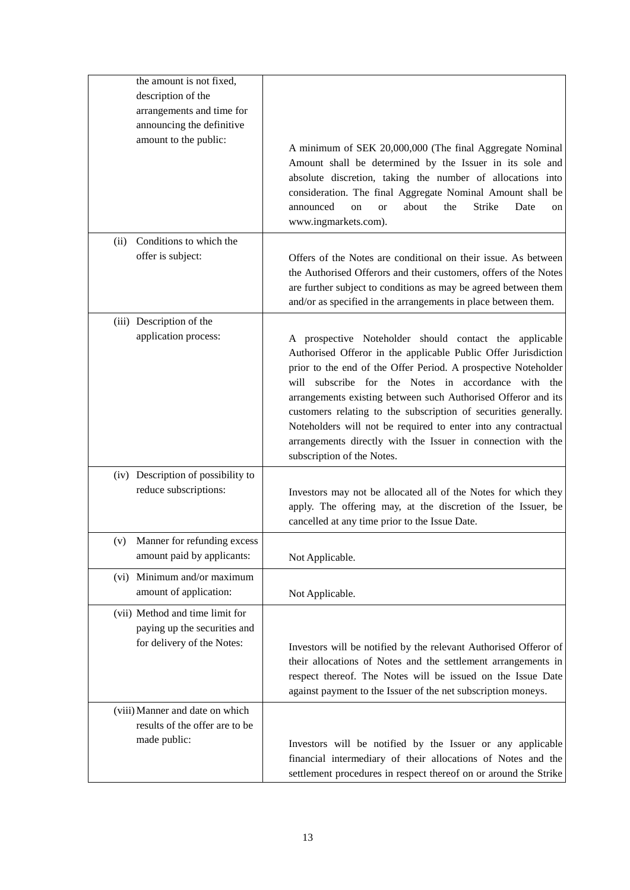| | |
|---|---|
| the amount is not fixed, description of the arrangements and time for announcing the definitive amount to the public: | A minimum of SEK 20,000,000 (The final Aggregate Nominal Amount shall be determined by the Issuer in its sole and absolute discretion, taking the number of allocations into consideration. The final Aggregate Nominal Amount shall be announced on or about the Strike Date on www.ingmarkets.com). |
| (ii) Conditions to which the offer is subject: | Offers of the Notes are conditional on their issue. As between the Authorised Offerors and their customers, offers of the Notes are further subject to conditions as may be agreed between them and/or as specified in the arrangements in place between them. |
| (iii) Description of the application process: | A prospective Noteholder should contact the applicable Authorised Offeror in the applicable Public Offer Jurisdiction prior to the end of the Offer Period. A prospective Noteholder will subscribe for the Notes in accordance with the arrangements existing between such Authorised Offeror and its customers relating to the subscription of securities generally. Noteholders will not be required to enter into any contractual arrangements directly with the Issuer in connection with the subscription of the Notes. |
| (iv) Description of possibility to reduce subscriptions: | Investors may not be allocated all of the Notes for which they apply. The offering may, at the discretion of the Issuer, be cancelled at any time prior to the Issue Date. |
| (v) Manner for refunding excess amount paid by applicants: | Not Applicable. |
| (vi) Minimum and/or maximum amount of application: | Not Applicable. |
| (vii) Method and time limit for paying up the securities and for delivery of the Notes: | Investors will be notified by the relevant Authorised Offeror of their allocations of Notes and the settlement arrangements in respect thereof. The Notes will be issued on the Issue Date against payment to the Issuer of the net subscription moneys. |
| (viii) Manner and date on which results of the offer are to be made public: | Investors will be notified by the Issuer or any applicable financial intermediary of their allocations of Notes and the settlement procedures in respect thereof on or around the Strike |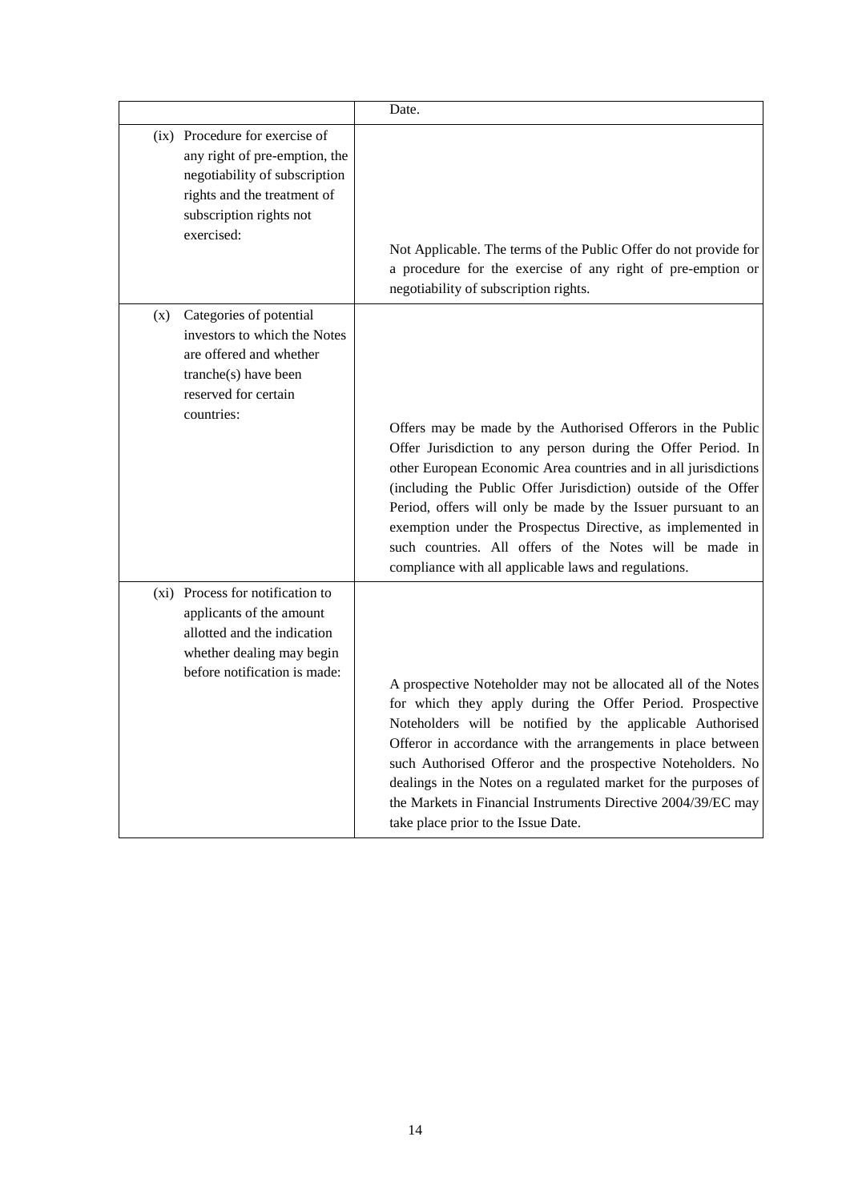| | |
|---|---|
| | Date. |
| (ix) Procedure for exercise of any right of pre-emption, the negotiability of subscription rights and the treatment of subscription rights not exercised: | Not Applicable. The terms of the Public Offer do not provide for a procedure for the exercise of any right of pre-emption or negotiability of subscription rights. |
| (x) Categories of potential investors to which the Notes are offered and whether tranche(s) have been reserved for certain countries: | Offers may be made by the Authorised Offerors in the Public Offer Jurisdiction to any person during the Offer Period. In other European Economic Area countries and in all jurisdictions (including the Public Offer Jurisdiction) outside of the Offer Period, offers will only be made by the Issuer pursuant to an exemption under the Prospectus Directive, as implemented in such countries. All offers of the Notes will be made in compliance with all applicable laws and regulations. |
| (xi) Process for notification to applicants of the amount allotted and the indication whether dealing may begin before notification is made: | A prospective Noteholder may not be allocated all of the Notes for which they apply during the Offer Period. Prospective Noteholders will be notified by the applicable Authorised Offeror in accordance with the arrangements in place between such Authorised Offeror and the prospective Noteholders. No dealings in the Notes on a regulated market for the purposes of the Markets in Financial Instruments Directive 2004/39/EC may take place prior to the Issue Date. |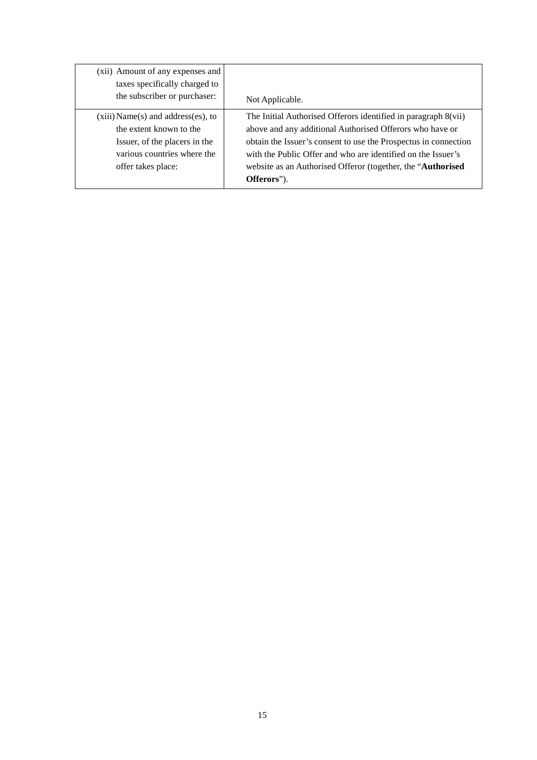| | |
|---|---|
| (xii) Amount of any expenses and taxes specifically charged to the subscriber or purchaser: | Not Applicable. |
| (xiii) Name(s) and address(es), to the extent known to the Issuer, of the placers in the various countries where the offer takes place: | The Initial Authorised Offerors identified in paragraph 8(vii) above and any additional Authorised Offerors who have or obtain the Issuer's consent to use the Prospectus in connection with the Public Offer and who are identified on the Issuer's website as an Authorised Offeror (together, the "**Authorised Offerors**"). |